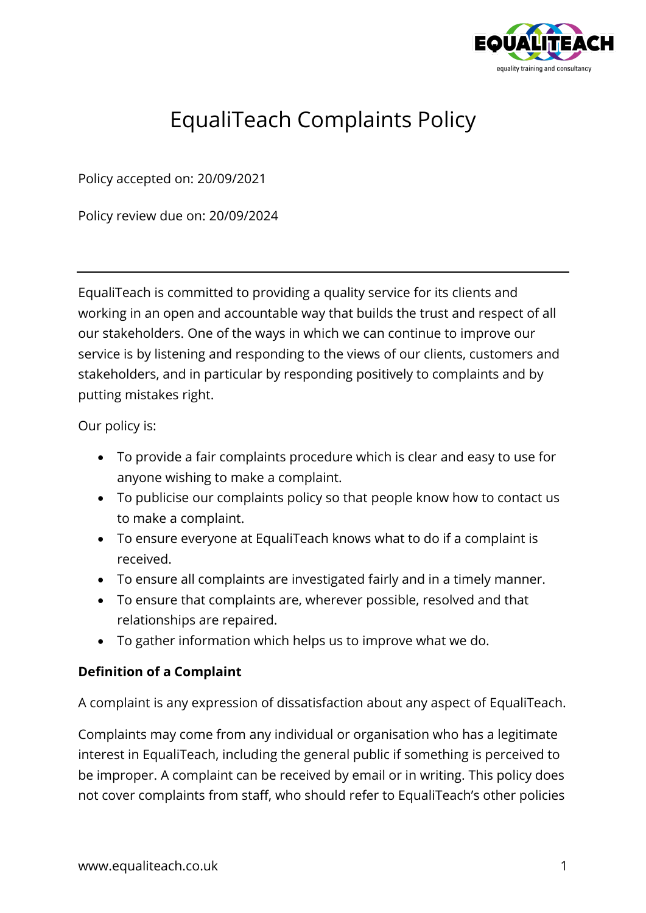# EqualiTeach Complaints Policy

Policy accepted on: 20/09/2021

Policy review due on: 20/09/2024

---

EqualiTeach is committed to providing a quality service for its clients and working in an open and accountable way that builds the trust and respect of all our stakeholders. One of the ways in which we can continue to improve our service is by listening and responding to the views of our clients, customers and stakeholders, and in particular by responding positively to complaints and by putting mistakes right.

Our policy is:

- To provide a fair complaints procedure which is clear and easy to use for anyone wishing to make a complaint.
- To publicise our complaints policy so that people know how to contact us to make a complaint.
- To ensure everyone at EqualiTeach knows what to do if a complaint is received.
- To ensure all complaints are investigated fairly and in a timely manner.
- To ensure that complaints are, wherever possible, resolved and that relationships are repaired.
- To gather information which helps us to improve what we do.

**Definition of a Complaint**

A complaint is any expression of dissatisfaction about any aspect of EqualiTeach.

Complaints may come from any individual or organisation who has a legitimate interest in EqualiTeach, including the general public if something is perceived to be improper. A complaint can be received by email or in writing. This policy does not cover complaints from staff, who should refer to EqualiTeach's other policies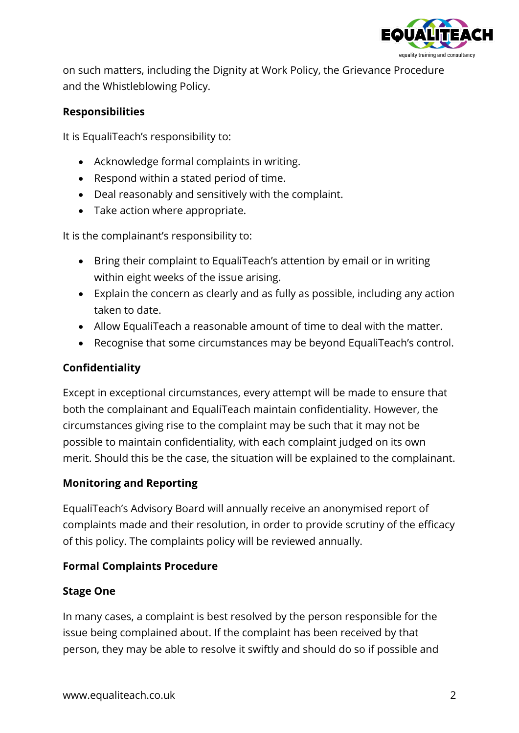on such matters, including the Dignity at Work Policy, the Grievance Procedure and the Whistleblowing Policy.

**Responsibilities**

It is EqualiTeach's responsibility to:

- Acknowledge formal complaints in writing.
- Respond within a stated period of time.
- Deal reasonably and sensitively with the complaint.
- Take action where appropriate.

It is the complainant's responsibility to:

- Bring their complaint to EqualiTeach's attention by email or in writing within eight weeks of the issue arising.
- Explain the concern as clearly and as fully as possible, including any action taken to date.
- Allow EqualiTeach a reasonable amount of time to deal with the matter.
- Recognise that some circumstances may be beyond EqualiTeach's control.

**Confidentiality**

Except in exceptional circumstances, every attempt will be made to ensure that both the complainant and EqualiTeach maintain confidentiality. However, the circumstances giving rise to the complaint may be such that it may not be possible to maintain confidentiality, with each complaint judged on its own merit. Should this be the case, the situation will be explained to the complainant.

**Monitoring and Reporting**

EqualiTeach's Advisory Board will annually receive an anonymised report of complaints made and their resolution, in order to provide scrutiny of the efficacy of this policy. The complaints policy will be reviewed annually.

**Formal Complaints Procedure**

**Stage One**

In many cases, a complaint is best resolved by the person responsible for the issue being complained about. If the complaint has been received by that person, they may be able to resolve it swiftly and should do so if possible and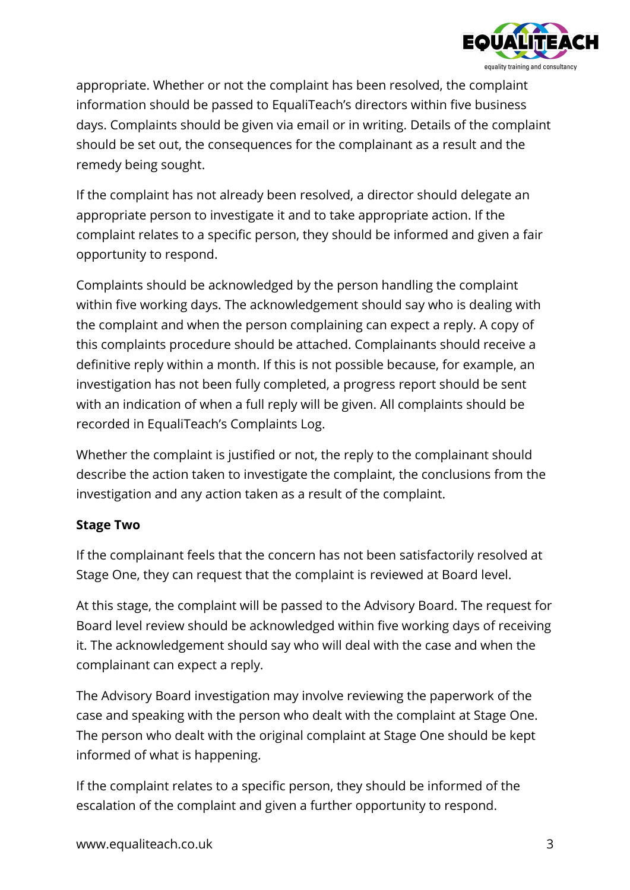appropriate. Whether or not the complaint has been resolved, the complaint information should be passed to EqualiTeach's directors within five business days. Complaints should be given via email or in writing. Details of the complaint should be set out, the consequences for the complainant as a result and the remedy being sought.

If the complaint has not already been resolved, a director should delegate an appropriate person to investigate it and to take appropriate action. If the complaint relates to a specific person, they should be informed and given a fair opportunity to respond.

Complaints should be acknowledged by the person handling the complaint within five working days. The acknowledgement should say who is dealing with the complaint and when the person complaining can expect a reply. A copy of this complaints procedure should be attached. Complainants should receive a definitive reply within a month. If this is not possible because, for example, an investigation has not been fully completed, a progress report should be sent with an indication of when a full reply will be given. All complaints should be recorded in EqualiTeach's Complaints Log.

Whether the complaint is justified or not, the reply to the complainant should describe the action taken to investigate the complaint, the conclusions from the investigation and any action taken as a result of the complaint.

**Stage Two**

If the complainant feels that the concern has not been satisfactorily resolved at Stage One, they can request that the complaint is reviewed at Board level.

At this stage, the complaint will be passed to the Advisory Board. The request for Board level review should be acknowledged within five working days of receiving it. The acknowledgement should say who will deal with the case and when the complainant can expect a reply.

The Advisory Board investigation may involve reviewing the paperwork of the case and speaking with the person who dealt with the complaint at Stage One. The person who dealt with the original complaint at Stage One should be kept informed of what is happening.

If the complaint relates to a specific person, they should be informed of the escalation of the complaint and given a further opportunity to respond.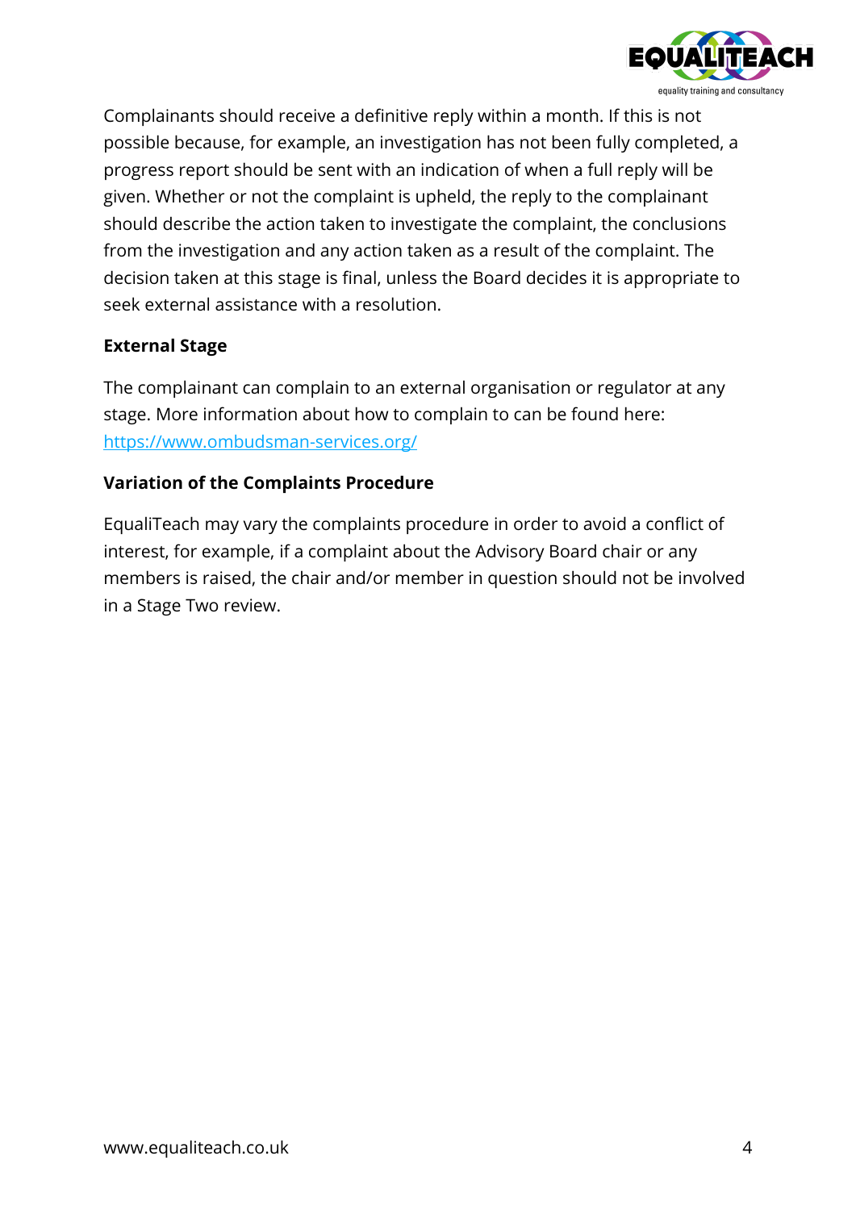Complainants should receive a definitive reply within a month. If this is not possible because, for example, an investigation has not been fully completed, a progress report should be sent with an indication of when a full reply will be given. Whether or not the complaint is upheld, the reply to the complainant should describe the action taken to investigate the complaint, the conclusions from the investigation and any action taken as a result of the complaint. The decision taken at this stage is final, unless the Board decides it is appropriate to seek external assistance with a resolution.

**External Stage**

The complainant can complain to an external organisation or regulator at any stage. More information about how to complain to can be found here: [https://www.ombudsman-services.org/](https://www.ombudsman-services.org/)

**Variation of the Complaints Procedure**

EqualiTeach may vary the complaints procedure in order to avoid a conflict of interest, for example, if a complaint about the Advisory Board chair or any members is raised, the chair and/or member in question should not be involved in a Stage Two review.